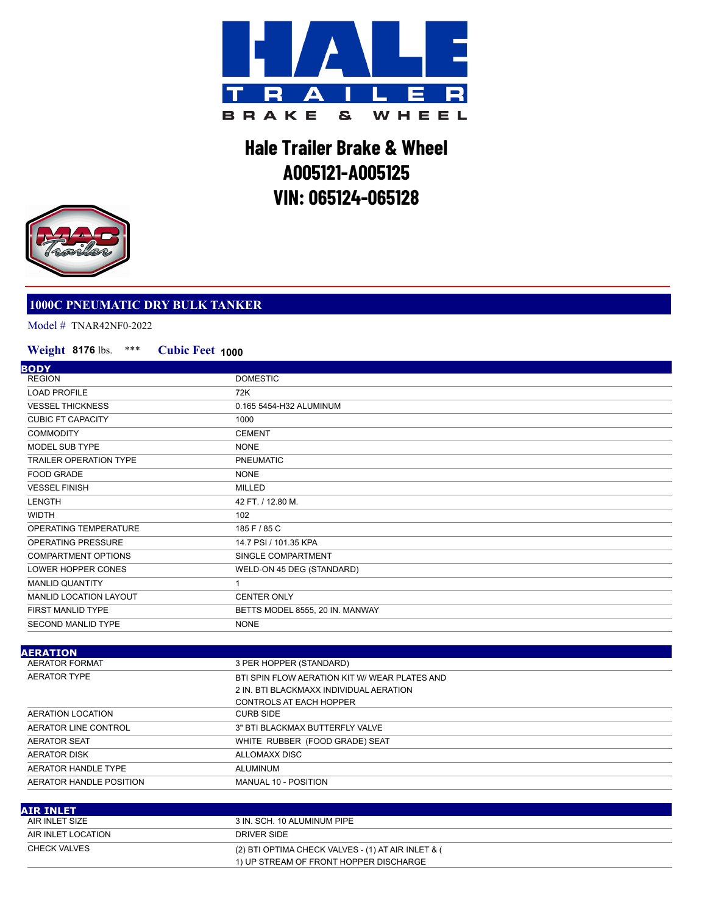# Hale Trailer Brake & Wheel
# A005121-A005125
# VIN: 065124-065128

## 1000C PNEUMATIC DRY BULK TANKER

Model # TNAR42NF0-2022

**Weight** 8176 lbs. *** **Cubic Feet** 1000

### BODY

| | |
|---|---|
| REGION | DOMESTIC |
| LOAD PROFILE | 72K |
| VESSEL THICKNESS | 0.165 5454-H32 ALUMINUM |
| CUBIC FT CAPACITY | 1000 |
| COMMODITY | CEMENT |
| MODEL SUB TYPE | NONE |
| TRAILER OPERATION TYPE | PNEUMATIC |
| FOOD GRADE | NONE |
| VESSEL FINISH | MILLED |
| LENGTH | 42 FT. / 12.80 M. |
| WIDTH | 102 |
| OPERATING TEMPERATURE | 185 F / 85 C |
| OPERATING PRESSURE | 14.7 PSI / 101.35 KPA |
| COMPARTMENT OPTIONS | SINGLE COMPARTMENT |
| LOWER HOPPER CONES | WELD-ON 45 DEG (STANDARD) |
| MANLID QUANTITY | 1 |
| MANLID LOCATION LAYOUT | CENTER ONLY |
| FIRST MANLID TYPE | BETTS MODEL 8555, 20 IN. MANWAY |
| SECOND MANLID TYPE | NONE |

### AERATION

| | |
|---|---|
| AERATOR FORMAT | 3 PER HOPPER (STANDARD) |
| AERATOR TYPE | BTI SPIN FLOW AERATION KIT W/ WEAR PLATES AND 2 IN. BTI BLACKMAXX INDIVIDUAL AERATION CONTROLS AT EACH HOPPER |
| AERATION LOCATION | CURB SIDE |
| AERATOR LINE CONTROL | 3" BTI BLACKMAX BUTTERFLY VALVE |
| AERATOR SEAT | WHITE RUBBER (FOOD GRADE) SEAT |
| AERATOR DISK | ALLOMAXX DISC |
| AERATOR HANDLE TYPE | ALUMINUM |
| AERATOR HANDLE POSITION | MANUAL 10 - POSITION |

### AIR INLET

| | |
|---|---|
| AIR INLET SIZE | 3 IN. SCH. 10 ALUMINUM PIPE |
| AIR INLET LOCATION | DRIVER SIDE |
| CHECK VALVES | (2) BTI OPTIMA CHECK VALVES - (1) AT AIR INLET & (1) UP STREAM OF FRONT HOPPER DISCHARGE |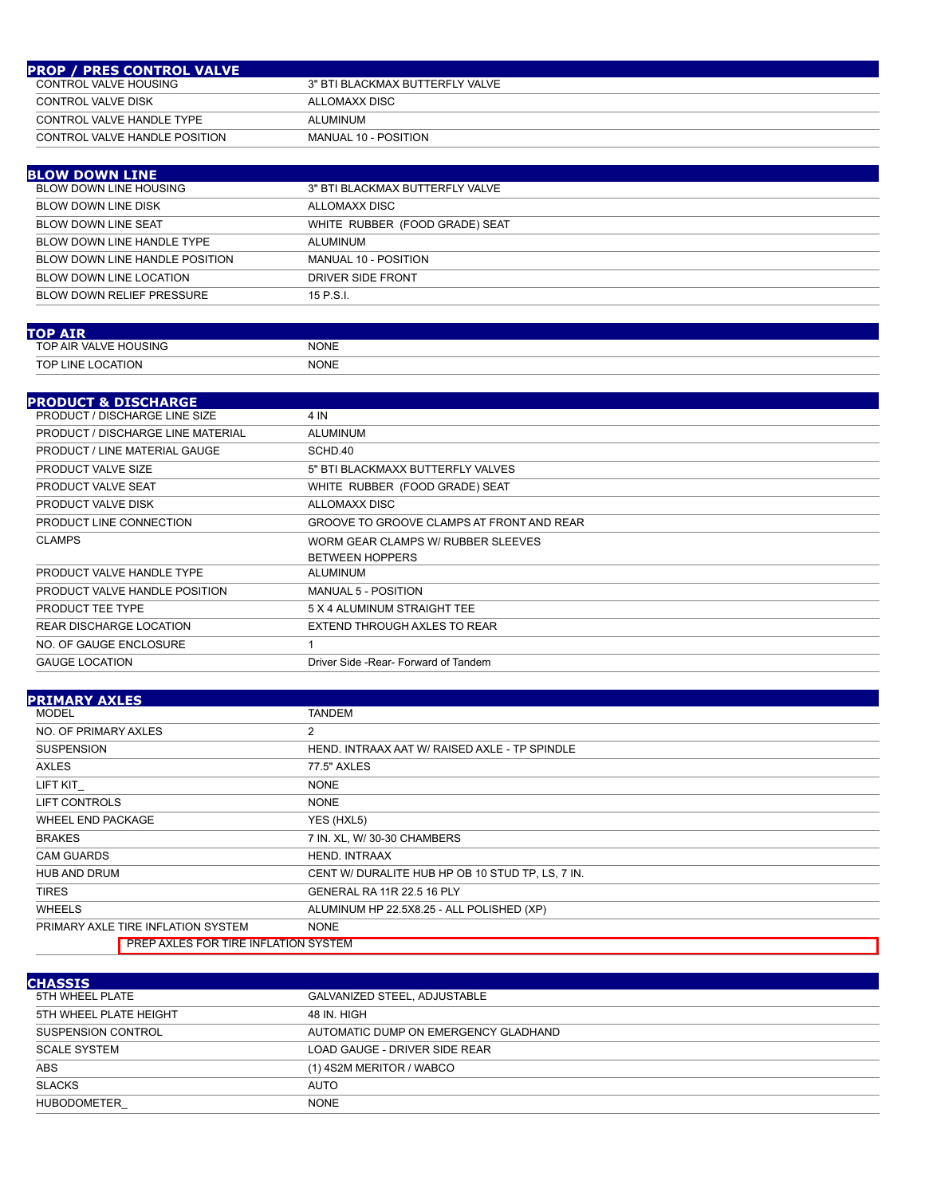## PROP / PRES CONTROL VALVE

| | |
|---|---|
| CONTROL VALVE HOUSING | 3" BTI BLACKMAX BUTTERFLY VALVE |
| CONTROL VALVE DISK | ALLOMAXX DISC |
| CONTROL VALVE HANDLE TYPE | ALUMINUM |
| CONTROL VALVE HANDLE POSITION | MANUAL 10 - POSITION |

## BLOW DOWN LINE

| | |
|---|---|
| BLOW DOWN LINE HOUSING | 3" BTI BLACKMAX BUTTERFLY VALVE |
| BLOW DOWN LINE DISK | ALLOMAXX DISC |
| BLOW DOWN LINE SEAT | WHITE RUBBER (FOOD GRADE) SEAT |
| BLOW DOWN LINE HANDLE TYPE | ALUMINUM |
| BLOW DOWN LINE HANDLE POSITION | MANUAL 10 - POSITION |
| BLOW DOWN LINE LOCATION | DRIVER SIDE FRONT |
| BLOW DOWN RELIEF PRESSURE | 15 P.S.I. |

## TOP AIR

| | |
|---|---|
| TOP AIR VALVE HOUSING | NONE |
| TOP LINE LOCATION | NONE |

## PRODUCT & DISCHARGE

| | |
|---|---|
| PRODUCT / DISCHARGE LINE SIZE | 4 IN |
| PRODUCT / DISCHARGE LINE MATERIAL | ALUMINUM |
| PRODUCT / LINE MATERIAL GAUGE | SCHD.40 |
| PRODUCT VALVE SIZE | 5" BTI BLACKMAXX BUTTERFLY VALVES |
| PRODUCT VALVE SEAT | WHITE RUBBER (FOOD GRADE) SEAT |
| PRODUCT VALVE DISK | ALLOMAXX DISC |
| PRODUCT LINE CONNECTION | GROOVE TO GROOVE CLAMPS AT FRONT AND REAR |
| CLAMPS | WORM GEAR CLAMPS W/ RUBBER SLEEVES BETWEEN HOPPERS |
| PRODUCT VALVE HANDLE TYPE | ALUMINUM |
| PRODUCT VALVE HANDLE POSITION | MANUAL 5 - POSITION |
| PRODUCT TEE TYPE | 5 X 4 ALUMINUM STRAIGHT TEE |
| REAR DISCHARGE LOCATION | EXTEND THROUGH AXLES TO REAR |
| NO. OF GAUGE ENCLOSURE | 1 |
| GAUGE LOCATION | Driver Side -Rear- Forward of Tandem |

## PRIMARY AXLES

| | |
|---|---|
| MODEL | TANDEM |
| NO. OF PRIMARY AXLES | 2 |
| SUSPENSION | HEND. INTRAAX AAT W/ RAISED AXLE - TP SPINDLE |
| AXLES | 77.5" AXLES |
| LIFT KIT_ | NONE |
| LIFT CONTROLS | NONE |
| WHEEL END PACKAGE | YES (HXL5) |
| BRAKES | 7 IN. XL, W/ 30-30 CHAMBERS |
| CAM GUARDS | HEND. INTRAAX |
| HUB AND DRUM | CENT W/ DURALITE HUB HP OB 10 STUD TP, LS, 7 IN. |
| TIRES | GENERAL RA 11R 22.5 16 PLY |
| WHEELS | ALUMINUM HP 22.5X8.25 - ALL POLISHED (XP) |
| PRIMARY AXLE TIRE INFLATION SYSTEM | NONE |
| PREP AXLES FOR TIRE INFLATION SYSTEM | |

## CHASSIS

| | |
|---|---|
| 5TH WHEEL PLATE | GALVANIZED STEEL, ADJUSTABLE |
| 5TH WHEEL PLATE HEIGHT | 48 IN. HIGH |
| SUSPENSION CONTROL | AUTOMATIC DUMP ON EMERGENCY GLADHAND |
| SCALE SYSTEM | LOAD GAUGE - DRIVER SIDE REAR |
| ABS | (1) 4S2M MERITOR / WABCO |
| SLACKS | AUTO |
| HUBODOMETER_ | NONE |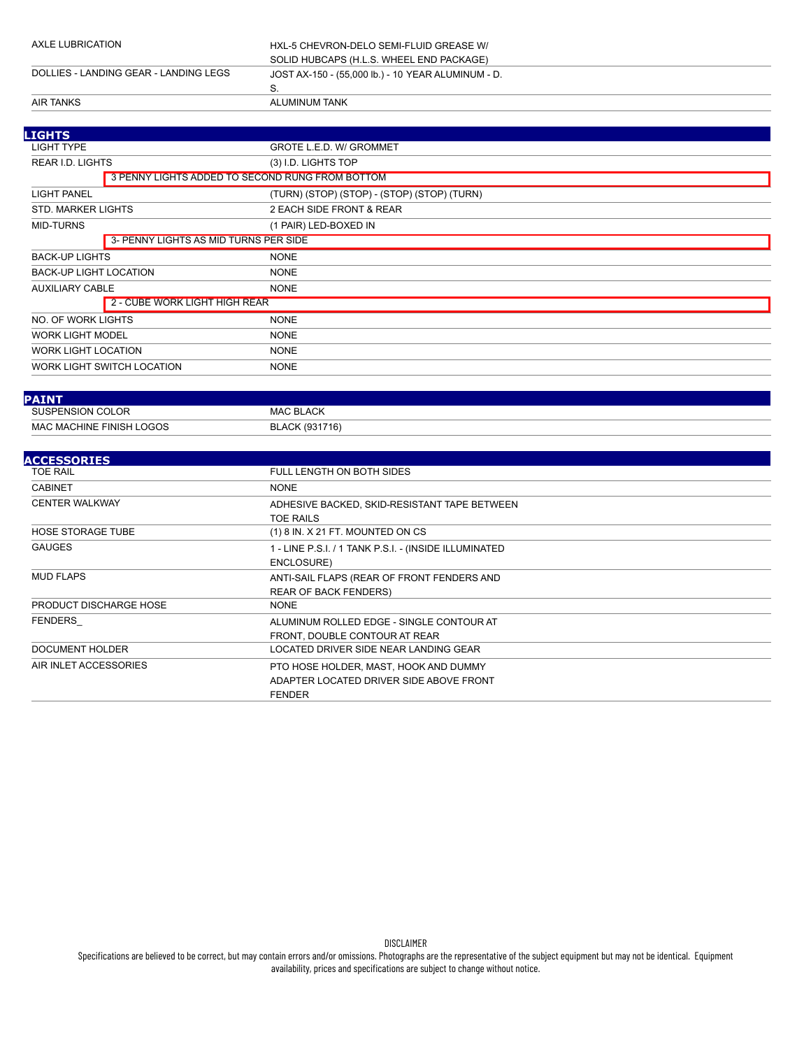| | |
|---|---|
| AXLE LUBRICATION | HXL-5 CHEVRON-DELO SEMI-FLUID GREASE W/ SOLID HUBCAPS (H.L.S. WHEEL END PACKAGE) |
| DOLLIES - LANDING GEAR - LANDING LEGS | JOST AX-150 - (55,000 lb.) - 10 YEAR ALUMINUM - D. S. |
| AIR TANKS | ALUMINUM TANK |

## LIGHTS

| | |
|---|---|
| LIGHT TYPE | GROTE L.E.D. W/ GROMMET |
| REAR I.D. LIGHTS | (3) I.D. LIGHTS TOP |
| 3 PENNY LIGHTS ADDED TO SECOND RUNG FROM BOTTOM | |
| LIGHT PANEL | (TURN) (STOP) (STOP) - (STOP) (STOP) (TURN) |
| STD. MARKER LIGHTS | 2 EACH SIDE FRONT & REAR |
| MID-TURNS | (1 PAIR) LED-BOXED IN |
| 3- PENNY LIGHTS AS MID TURNS PER SIDE | |
| BACK-UP LIGHTS | NONE |
| BACK-UP LIGHT LOCATION | NONE |
| AUXILIARY CABLE | NONE |
| 2 - CUBE WORK LIGHT HIGH REAR | |
| NO. OF WORK LIGHTS | NONE |
| WORK LIGHT MODEL | NONE |
| WORK LIGHT LOCATION | NONE |
| WORK LIGHT SWITCH LOCATION | NONE |

## PAINT

| | |
|---|---|
| SUSPENSION COLOR | MAC BLACK |
| MAC MACHINE FINISH LOGOS | BLACK (931716) |

## ACCESSORIES

| | |
|---|---|
| TOE RAIL | FULL LENGTH ON BOTH SIDES |
| CABINET | NONE |
| CENTER WALKWAY | ADHESIVE BACKED, SKID-RESISTANT TAPE BETWEEN TOE RAILS |
| HOSE STORAGE TUBE | (1) 8 IN. X 21 FT. MOUNTED ON CS |
| GAUGES | 1 - LINE P.S.I. / 1 TANK P.S.I. - (INSIDE ILLUMINATED ENCLOSURE) |
| MUD FLAPS | ANTI-SAIL FLAPS (REAR OF FRONT FENDERS AND REAR OF BACK FENDERS) |
| PRODUCT DISCHARGE HOSE | NONE |
| FENDERS_ | ALUMINUM ROLLED EDGE - SINGLE CONTOUR AT FRONT, DOUBLE CONTOUR AT REAR |
| DOCUMENT HOLDER | LOCATED DRIVER SIDE NEAR LANDING GEAR |
| AIR INLET ACCESSORIES | PTO HOSE HOLDER, MAST, HOOK AND DUMMY ADAPTER LOCATED DRIVER SIDE ABOVE FRONT FENDER |

DISCLAIMER

Specifications are believed to be correct, but may contain errors and/or omissions. Photographs are the representative of the subject equipment but may not be identical. Equipment availability, prices and specifications are subject to change without notice.